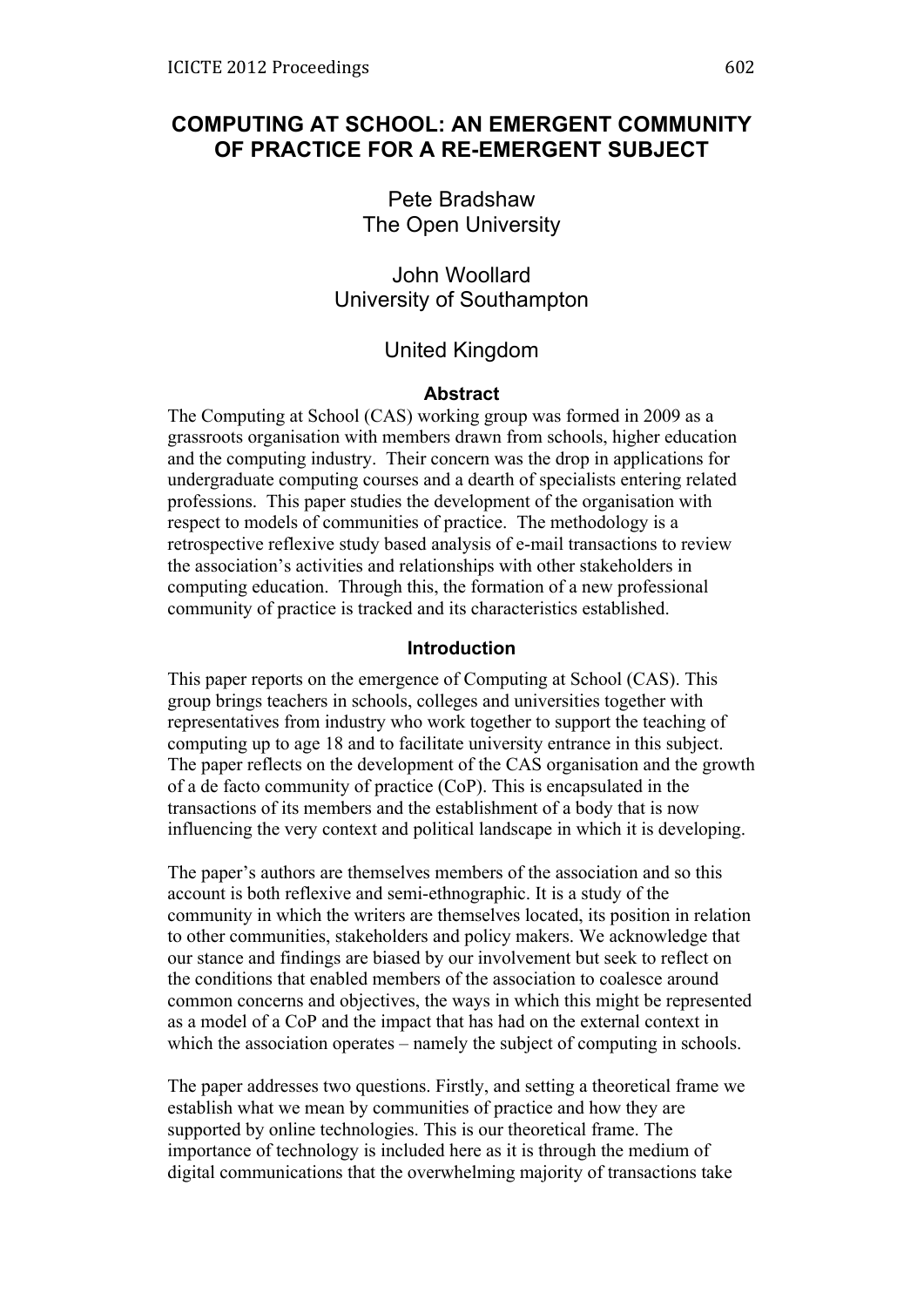# COMPUTING AT SCHOOL: AN EMERGENT COMMUNITY OF PRACTICE FOR A RE-EMERGENT SUBJECT

Pete Bradshaw
The Open University

John Woollard
University of Southampton

United Kingdom

## Abstract

The Computing at School (CAS) working group was formed in 2009 as a grassroots organisation with members drawn from schools, higher education and the computing industry. Their concern was the drop in applications for undergraduate computing courses and a dearth of specialists entering related professions. This paper studies the development of the organisation with respect to models of communities of practice. The methodology is a retrospective reflexive study based analysis of e-mail transactions to review the association's activities and relationships with other stakeholders in computing education. Through this, the formation of a new professional community of practice is tracked and its characteristics established.

## Introduction

This paper reports on the emergence of Computing at School (CAS). This group brings teachers in schools, colleges and universities together with representatives from industry who work together to support the teaching of computing up to age 18 and to facilitate university entrance in this subject. The paper reflects on the development of the CAS organisation and the growth of a de facto community of practice (CoP). This is encapsulated in the transactions of its members and the establishment of a body that is now influencing the very context and political landscape in which it is developing.

The paper's authors are themselves members of the association and so this account is both reflexive and semi-ethnographic. It is a study of the community in which the writers are themselves located, its position in relation to other communities, stakeholders and policy makers. We acknowledge that our stance and findings are biased by our involvement but seek to reflect on the conditions that enabled members of the association to coalesce around common concerns and objectives, the ways in which this might be represented as a model of a CoP and the impact that has had on the external context in which the association operates – namely the subject of computing in schools.

The paper addresses two questions. Firstly, and setting a theoretical frame we establish what we mean by communities of practice and how they are supported by online technologies. This is our theoretical frame. The importance of technology is included here as it is through the medium of digital communications that the overwhelming majority of transactions take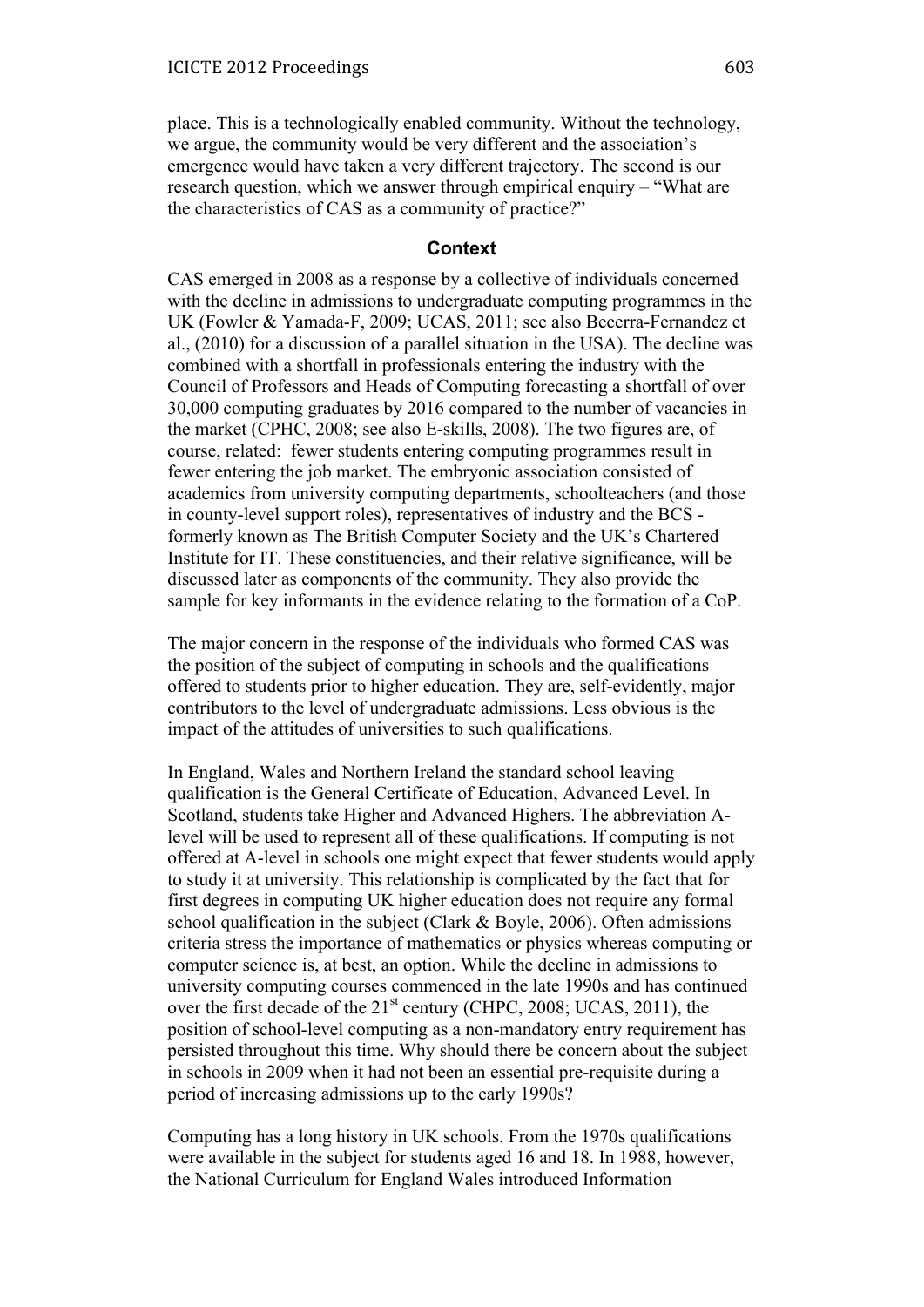place. This is a technologically enabled community. Without the technology, we argue, the community would be very different and the association's emergence would have taken a very different trajectory. The second is our research question, which we answer through empirical enquiry – "What are the characteristics of CAS as a community of practice?"

## Context

CAS emerged in 2008 as a response by a collective of individuals concerned with the decline in admissions to undergraduate computing programmes in the UK (Fowler & Yamada-F, 2009; UCAS, 2011; see also Becerra-Fernandez et al., (2010) for a discussion of a parallel situation in the USA). The decline was combined with a shortfall in professionals entering the industry with the Council of Professors and Heads of Computing forecasting a shortfall of over 30,000 computing graduates by 2016 compared to the number of vacancies in the market (CPHC, 2008; see also E-skills, 2008). The two figures are, of course, related: fewer students entering computing programmes result in fewer entering the job market. The embryonic association consisted of academics from university computing departments, schoolteachers (and those in county-level support roles), representatives of industry and the BCS - formerly known as The British Computer Society and the UK's Chartered Institute for IT. These constituencies, and their relative significance, will be discussed later as components of the community. They also provide the sample for key informants in the evidence relating to the formation of a CoP.

The major concern in the response of the individuals who formed CAS was the position of the subject of computing in schools and the qualifications offered to students prior to higher education. They are, self-evidently, major contributors to the level of undergraduate admissions. Less obvious is the impact of the attitudes of universities to such qualifications.

In England, Wales and Northern Ireland the standard school leaving qualification is the General Certificate of Education, Advanced Level. In Scotland, students take Higher and Advanced Highers. The abbreviation A-level will be used to represent all of these qualifications. If computing is not offered at A-level in schools one might expect that fewer students would apply to study it at university. This relationship is complicated by the fact that for first degrees in computing UK higher education does not require any formal school qualification in the subject (Clark & Boyle, 2006). Often admissions criteria stress the importance of mathematics or physics whereas computing or computer science is, at best, an option. While the decline in admissions to university computing courses commenced in the late 1990s and has continued over the first decade of the 21st century (CHPC, 2008; UCAS, 2011), the position of school-level computing as a non-mandatory entry requirement has persisted throughout this time. Why should there be concern about the subject in schools in 2009 when it had not been an essential pre-requisite during a period of increasing admissions up to the early 1990s?

Computing has a long history in UK schools. From the 1970s qualifications were available in the subject for students aged 16 and 18. In 1988, however, the National Curriculum for England Wales introduced Information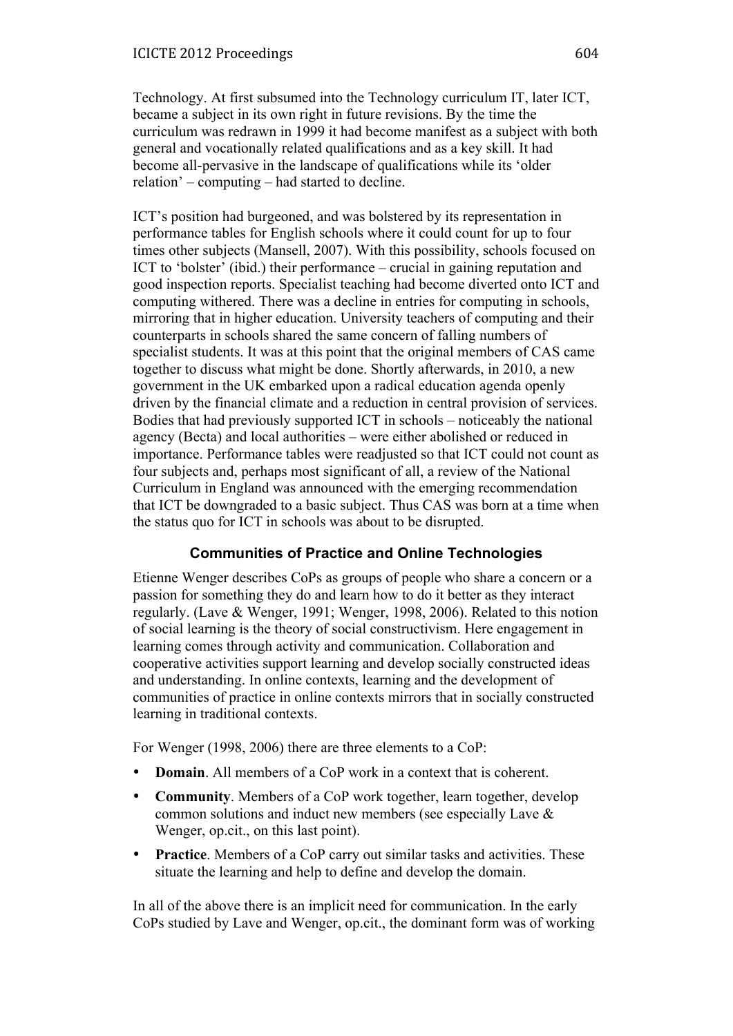Technology. At first subsumed into the Technology curriculum IT, later ICT, became a subject in its own right in future revisions. By the time the curriculum was redrawn in 1999 it had become manifest as a subject with both general and vocationally related qualifications and as a key skill. It had become all-pervasive in the landscape of qualifications while its 'older relation' – computing – had started to decline.

ICT's position had burgeoned, and was bolstered by its representation in performance tables for English schools where it could count for up to four times other subjects (Mansell, 2007). With this possibility, schools focused on ICT to 'bolster' (ibid.) their performance – crucial in gaining reputation and good inspection reports. Specialist teaching had become diverted onto ICT and computing withered. There was a decline in entries for computing in schools, mirroring that in higher education. University teachers of computing and their counterparts in schools shared the same concern of falling numbers of specialist students. It was at this point that the original members of CAS came together to discuss what might be done. Shortly afterwards, in 2010, a new government in the UK embarked upon a radical education agenda openly driven by the financial climate and a reduction in central provision of services. Bodies that had previously supported ICT in schools – noticeably the national agency (Becta) and local authorities – were either abolished or reduced in importance. Performance tables were readjusted so that ICT could not count as four subjects and, perhaps most significant of all, a review of the National Curriculum in England was announced with the emerging recommendation that ICT be downgraded to a basic subject. Thus CAS was born at a time when the status quo for ICT in schools was about to be disrupted.

## Communities of Practice and Online Technologies

Etienne Wenger describes CoPs as groups of people who share a concern or a passion for something they do and learn how to do it better as they interact regularly. (Lave & Wenger, 1991; Wenger, 1998, 2006). Related to this notion of social learning is the theory of social constructivism. Here engagement in learning comes through activity and communication. Collaboration and cooperative activities support learning and develop socially constructed ideas and understanding. In online contexts, learning and the development of communities of practice in online contexts mirrors that in socially constructed learning in traditional contexts.

For Wenger (1998, 2006) there are three elements to a CoP:

- **Domain**. All members of a CoP work in a context that is coherent.
- **Community**. Members of a CoP work together, learn together, develop common solutions and induct new members (see especially Lave & Wenger, op.cit., on this last point).
- **Practice**. Members of a CoP carry out similar tasks and activities. These situate the learning and help to define and develop the domain.

In all of the above there is an implicit need for communication. In the early CoPs studied by Lave and Wenger, op.cit., the dominant form was of working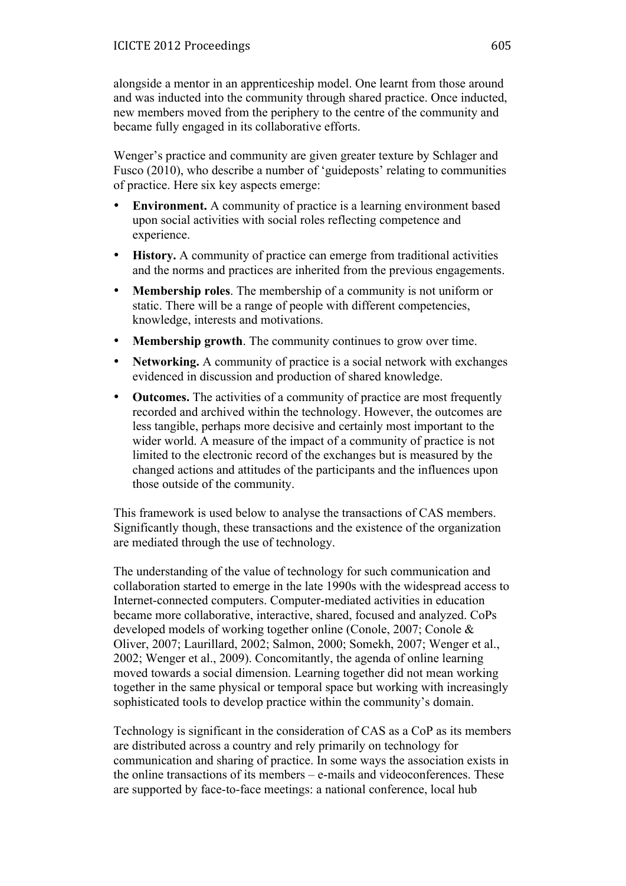alongside a mentor in an apprenticeship model. One learnt from those around and was inducted into the community through shared practice. Once inducted, new members moved from the periphery to the centre of the community and became fully engaged in its collaborative efforts.

Wenger's practice and community are given greater texture by Schlager and Fusco (2010), who describe a number of 'guideposts' relating to communities of practice. Here six key aspects emerge:

- **Environment.** A community of practice is a learning environment based upon social activities with social roles reflecting competence and experience.
- **History.** A community of practice can emerge from traditional activities and the norms and practices are inherited from the previous engagements.
- **Membership roles**. The membership of a community is not uniform or static. There will be a range of people with different competencies, knowledge, interests and motivations.
- **Membership growth**. The community continues to grow over time.
- **Networking.** A community of practice is a social network with exchanges evidenced in discussion and production of shared knowledge.
- **Outcomes.** The activities of a community of practice are most frequently recorded and archived within the technology. However, the outcomes are less tangible, perhaps more decisive and certainly most important to the wider world. A measure of the impact of a community of practice is not limited to the electronic record of the exchanges but is measured by the changed actions and attitudes of the participants and the influences upon those outside of the community.

This framework is used below to analyse the transactions of CAS members. Significantly though, these transactions and the existence of the organization are mediated through the use of technology.

The understanding of the value of technology for such communication and collaboration started to emerge in the late 1990s with the widespread access to Internet-connected computers. Computer-mediated activities in education became more collaborative, interactive, shared, focused and analyzed. CoPs developed models of working together online (Conole, 2007; Conole & Oliver, 2007; Laurillard, 2002; Salmon, 2000; Somekh, 2007; Wenger et al., 2002; Wenger et al., 2009). Concomitantly, the agenda of online learning moved towards a social dimension. Learning together did not mean working together in the same physical or temporal space but working with increasingly sophisticated tools to develop practice within the community's domain.

Technology is significant in the consideration of CAS as a CoP as its members are distributed across a country and rely primarily on technology for communication and sharing of practice. In some ways the association exists in the online transactions of its members – e-mails and videoconferences. These are supported by face-to-face meetings: a national conference, local hub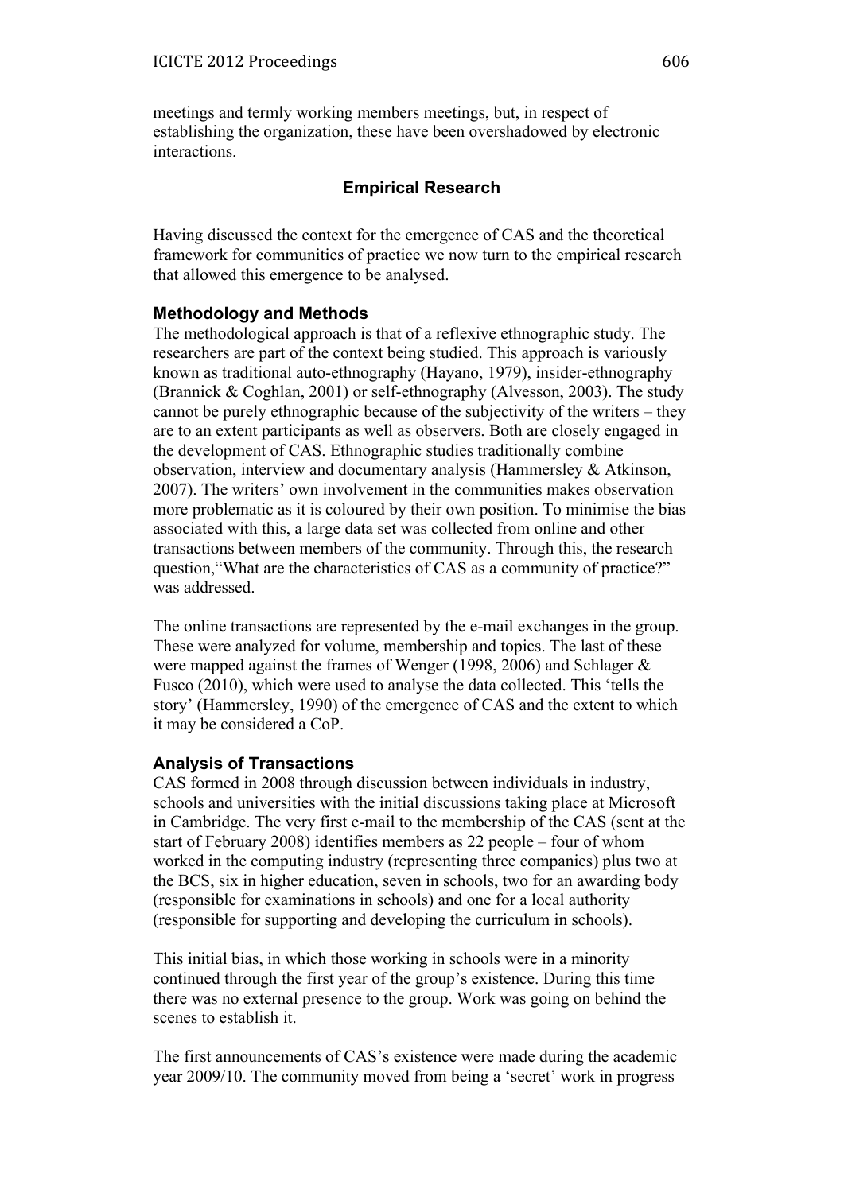meetings and termly working members meetings, but, in respect of establishing the organization, these have been overshadowed by electronic interactions.

## Empirical Research

Having discussed the context for the emergence of CAS and the theoretical framework for communities of practice we now turn to the empirical research that allowed this emergence to be analysed.

### Methodology and Methods

The methodological approach is that of a reflexive ethnographic study. The researchers are part of the context being studied. This approach is variously known as traditional auto-ethnography (Hayano, 1979), insider-ethnography (Brannick & Coghlan, 2001) or self-ethnography (Alvesson, 2003). The study cannot be purely ethnographic because of the subjectivity of the writers – they are to an extent participants as well as observers. Both are closely engaged in the development of CAS. Ethnographic studies traditionally combine observation, interview and documentary analysis (Hammersley & Atkinson, 2007). The writers' own involvement in the communities makes observation more problematic as it is coloured by their own position. To minimise the bias associated with this, a large data set was collected from online and other transactions between members of the community. Through this, the research question,"What are the characteristics of CAS as a community of practice?" was addressed.

The online transactions are represented by the e-mail exchanges in the group. These were analyzed for volume, membership and topics. The last of these were mapped against the frames of Wenger (1998, 2006) and Schlager & Fusco (2010), which were used to analyse the data collected. This 'tells the story' (Hammersley, 1990) of the emergence of CAS and the extent to which it may be considered a CoP.

### Analysis of Transactions

CAS formed in 2008 through discussion between individuals in industry, schools and universities with the initial discussions taking place at Microsoft in Cambridge. The very first e-mail to the membership of the CAS (sent at the start of February 2008) identifies members as 22 people – four of whom worked in the computing industry (representing three companies) plus two at the BCS, six in higher education, seven in schools, two for an awarding body (responsible for examinations in schools) and one for a local authority (responsible for supporting and developing the curriculum in schools).

This initial bias, in which those working in schools were in a minority continued through the first year of the group's existence. During this time there was no external presence to the group. Work was going on behind the scenes to establish it.

The first announcements of CAS's existence were made during the academic year 2009/10. The community moved from being a 'secret' work in progress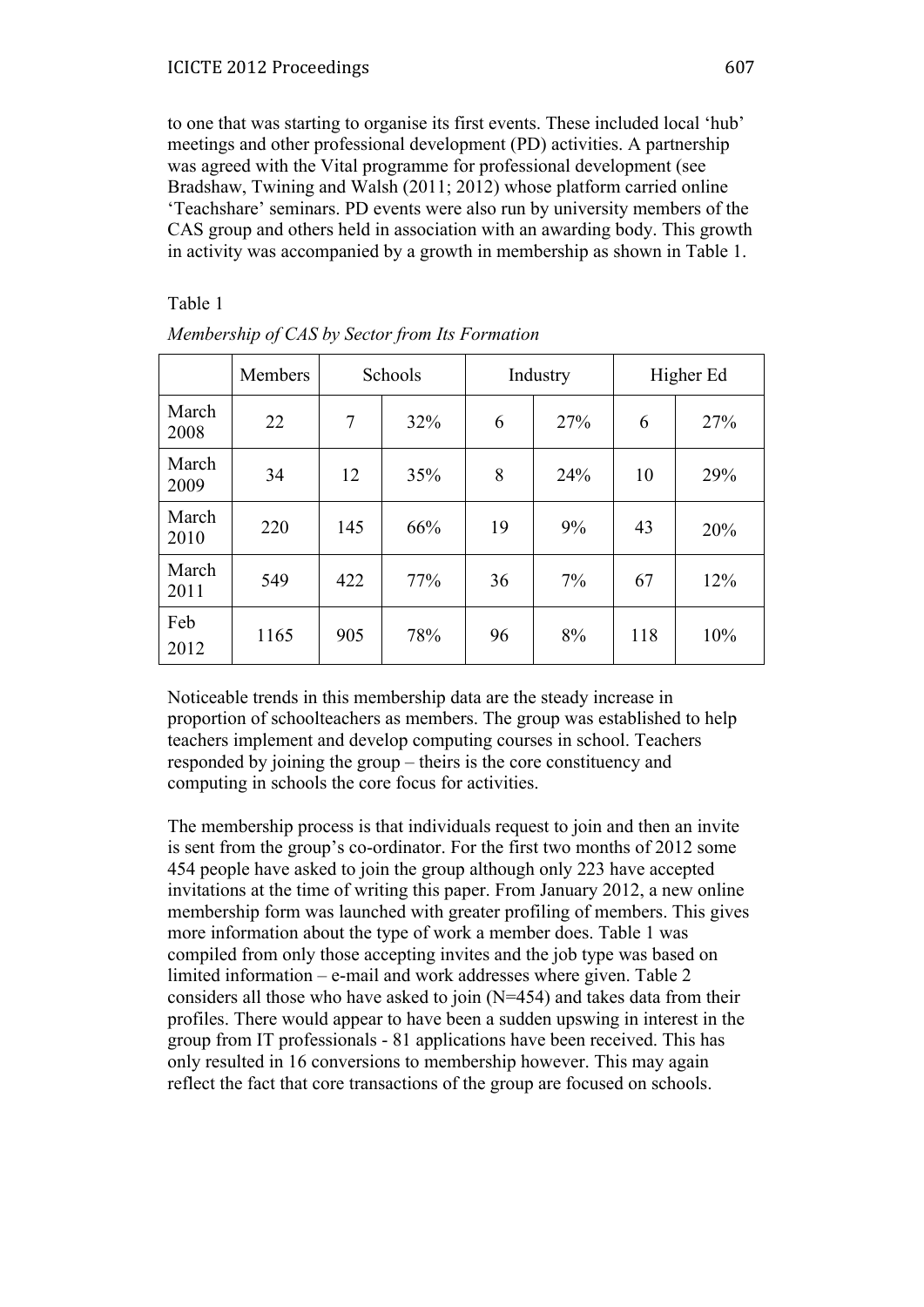to one that was starting to organise its first events. These included local 'hub' meetings and other professional development (PD) activities. A partnership was agreed with the Vital programme for professional development (see Bradshaw, Twining and Walsh (2011; 2012) whose platform carried online 'Teachshare' seminars. PD events were also run by university members of the CAS group and others held in association with an awarding body. This growth in activity was accompanied by a growth in membership as shown in Table 1.

Table 1

*Membership of CAS by Sector from Its Formation*

| | Members | Schools | | Industry | | Higher Ed | |
|---|---|---|---|---|---|---|---|
| March 2008 | 22 | 7 | 32% | 6 | 27% | 6 | 27% |
| March 2009 | 34 | 12 | 35% | 8 | 24% | 10 | 29% |
| March 2010 | 220 | 145 | 66% | 19 | 9% | 43 | 20% |
| March 2011 | 549 | 422 | 77% | 36 | 7% | 67 | 12% |
| Feb 2012 | 1165 | 905 | 78% | 96 | 8% | 118 | 10% |

Noticeable trends in this membership data are the steady increase in proportion of schoolteachers as members. The group was established to help teachers implement and develop computing courses in school. Teachers responded by joining the group – theirs is the core constituency and computing in schools the core focus for activities.

The membership process is that individuals request to join and then an invite is sent from the group's co-ordinator. For the first two months of 2012 some 454 people have asked to join the group although only 223 have accepted invitations at the time of writing this paper. From January 2012, a new online membership form was launched with greater profiling of members. This gives more information about the type of work a member does. Table 1 was compiled from only those accepting invites and the job type was based on limited information – e-mail and work addresses where given. Table 2 considers all those who have asked to join (N=454) and takes data from their profiles. There would appear to have been a sudden upswing in interest in the group from IT professionals - 81 applications have been received. This has only resulted in 16 conversions to membership however. This may again reflect the fact that core transactions of the group are focused on schools.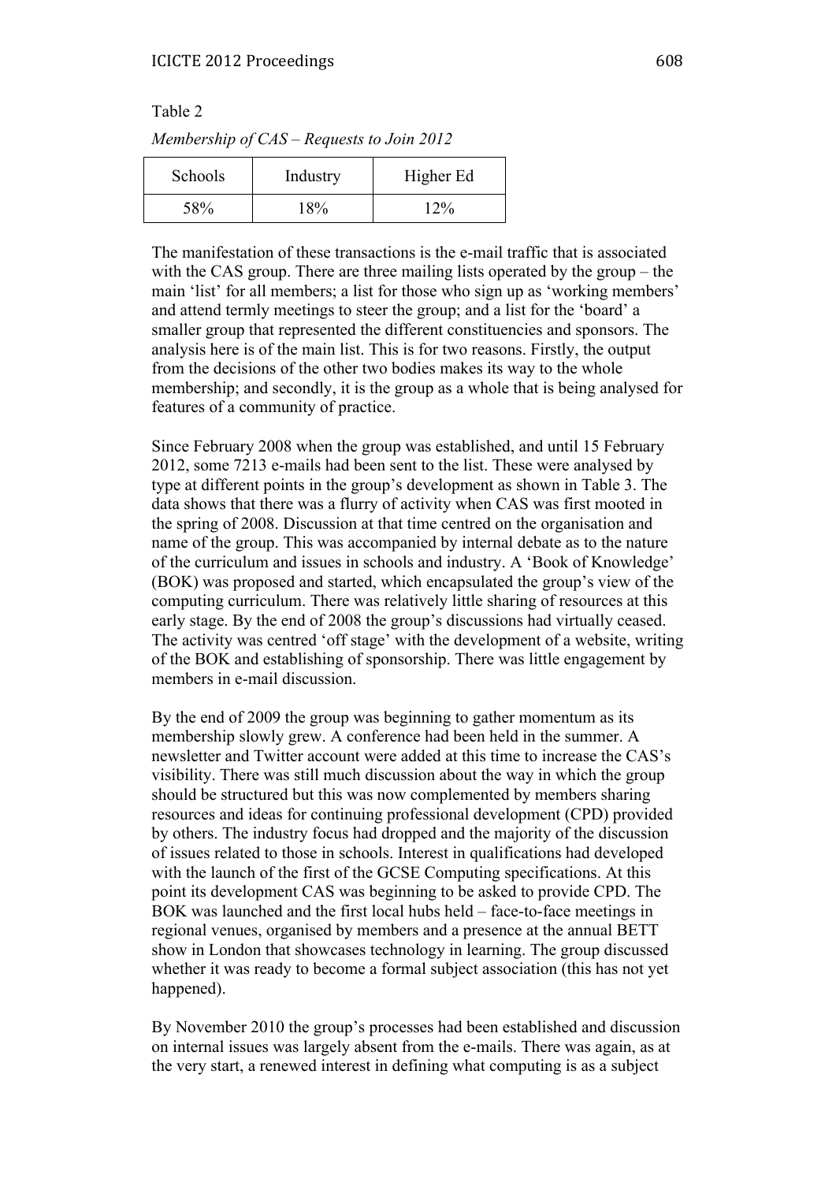Table 2

*Membership of CAS – Requests to Join 2012*

| Schools | Industry | Higher Ed |
|---|---|---|
| 58% | 18% | 12% |

The manifestation of these transactions is the e-mail traffic that is associated with the CAS group. There are three mailing lists operated by the group – the main 'list' for all members; a list for those who sign up as 'working members' and attend termly meetings to steer the group; and a list for the 'board' a smaller group that represented the different constituencies and sponsors. The analysis here is of the main list. This is for two reasons. Firstly, the output from the decisions of the other two bodies makes its way to the whole membership; and secondly, it is the group as a whole that is being analysed for features of a community of practice.

Since February 2008 when the group was established, and until 15 February 2012, some 7213 e-mails had been sent to the list. These were analysed by type at different points in the group's development as shown in Table 3. The data shows that there was a flurry of activity when CAS was first mooted in the spring of 2008. Discussion at that time centred on the organisation and name of the group. This was accompanied by internal debate as to the nature of the curriculum and issues in schools and industry. A 'Book of Knowledge' (BOK) was proposed and started, which encapsulated the group's view of the computing curriculum. There was relatively little sharing of resources at this early stage. By the end of 2008 the group's discussions had virtually ceased. The activity was centred 'off stage' with the development of a website, writing of the BOK and establishing of sponsorship. There was little engagement by members in e-mail discussion.

By the end of 2009 the group was beginning to gather momentum as its membership slowly grew. A conference had been held in the summer. A newsletter and Twitter account were added at this time to increase the CAS's visibility. There was still much discussion about the way in which the group should be structured but this was now complemented by members sharing resources and ideas for continuing professional development (CPD) provided by others. The industry focus had dropped and the majority of the discussion of issues related to those in schools. Interest in qualifications had developed with the launch of the first of the GCSE Computing specifications. At this point its development CAS was beginning to be asked to provide CPD. The BOK was launched and the first local hubs held – face-to-face meetings in regional venues, organised by members and a presence at the annual BETT show in London that showcases technology in learning. The group discussed whether it was ready to become a formal subject association (this has not yet happened).

By November 2010 the group's processes had been established and discussion on internal issues was largely absent from the e-mails. There was again, as at the very start, a renewed interest in defining what computing is as a subject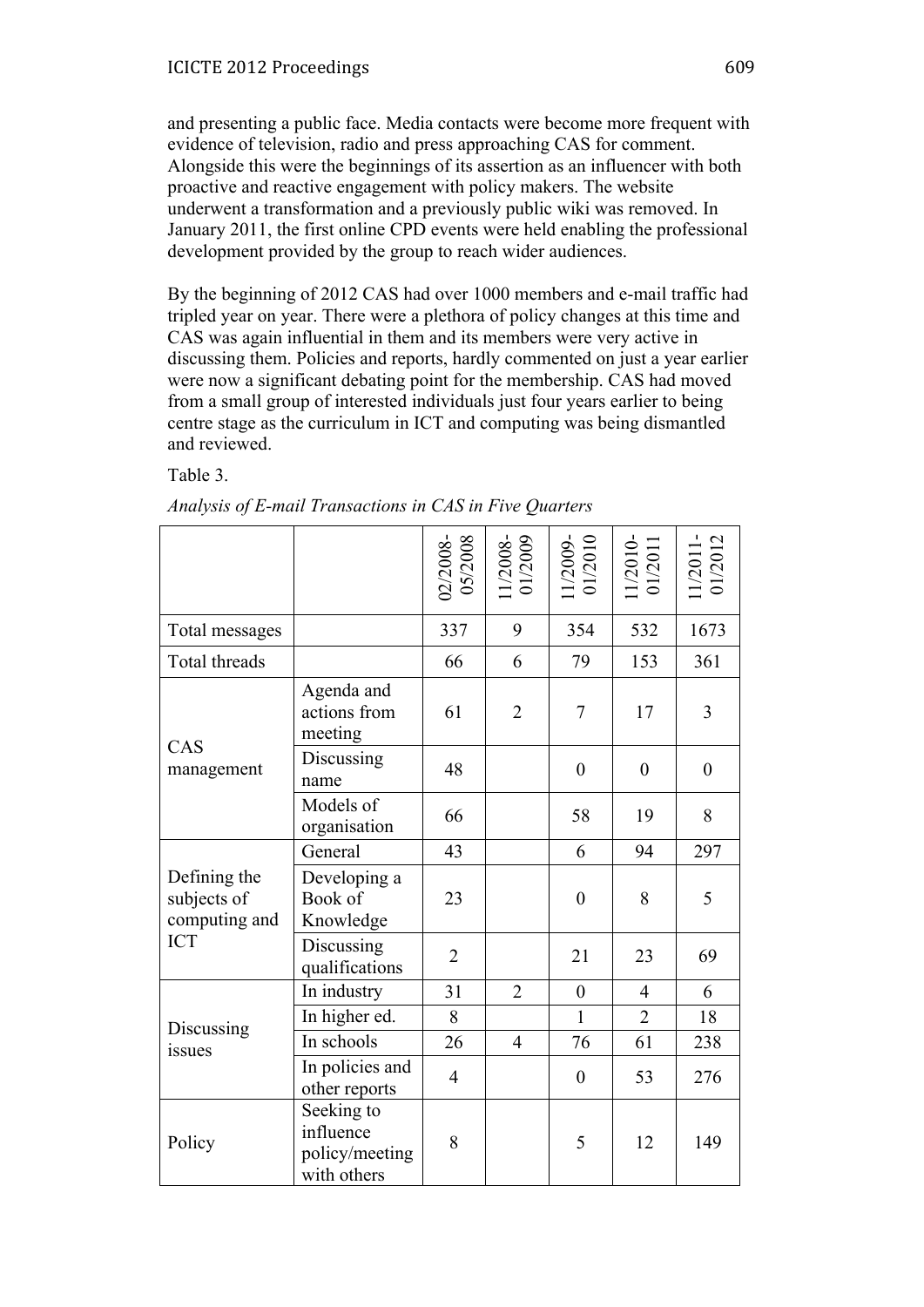and presenting a public face. Media contacts were become more frequent with evidence of television, radio and press approaching CAS for comment. Alongside this were the beginnings of its assertion as an influencer with both proactive and reactive engagement with policy makers. The website underwent a transformation and a previously public wiki was removed. In January 2011, the first online CPD events were held enabling the professional development provided by the group to reach wider audiences.

By the beginning of 2012 CAS had over 1000 members and e-mail traffic had tripled year on year. There were a plethora of policy changes at this time and CAS was again influential in them and its members were very active in discussing them. Policies and reports, hardly commented on just a year earlier were now a significant debating point for the membership. CAS had moved from a small group of interested individuals just four years earlier to being centre stage as the curriculum in ICT and computing was being dismantled and reviewed.

Table 3.

*Analysis of E-mail Transactions in CAS in Five Quarters*

| | | 02/2008-05/2008 | 11/2008-01/2009 | 11/2009-01/2010 | 11/2010-01/2011 | 11/2011-01/2012 |
|---|---|---|---|---|---|---|
| Total messages | | 337 | 9 | 354 | 532 | 1673 |
| Total threads | | 66 | 6 | 79 | 153 | 361 |
| CAS management | Agenda and actions from meeting | 61 | 2 | 7 | 17 | 3 |
| | Discussing name | 48 | | 0 | 0 | 0 |
| | Models of organisation | 66 | | 58 | 19 | 8 |
| Defining the subjects of computing and ICT | General | 43 | | 6 | 94 | 297 |
| | Developing a Book of Knowledge | 23 | | 0 | 8 | 5 |
| | Discussing qualifications | 2 | | 21 | 23 | 69 |
| Discussing issues | In industry | 31 | 2 | 0 | 4 | 6 |
| | In higher ed. | 8 | | 1 | 2 | 18 |
| | In schools | 26 | 4 | 76 | 61 | 238 |
| | In policies and other reports | 4 | | 0 | 53 | 276 |
| Policy | Seeking to influence policy/meeting with others | 8 | | 5 | 12 | 149 |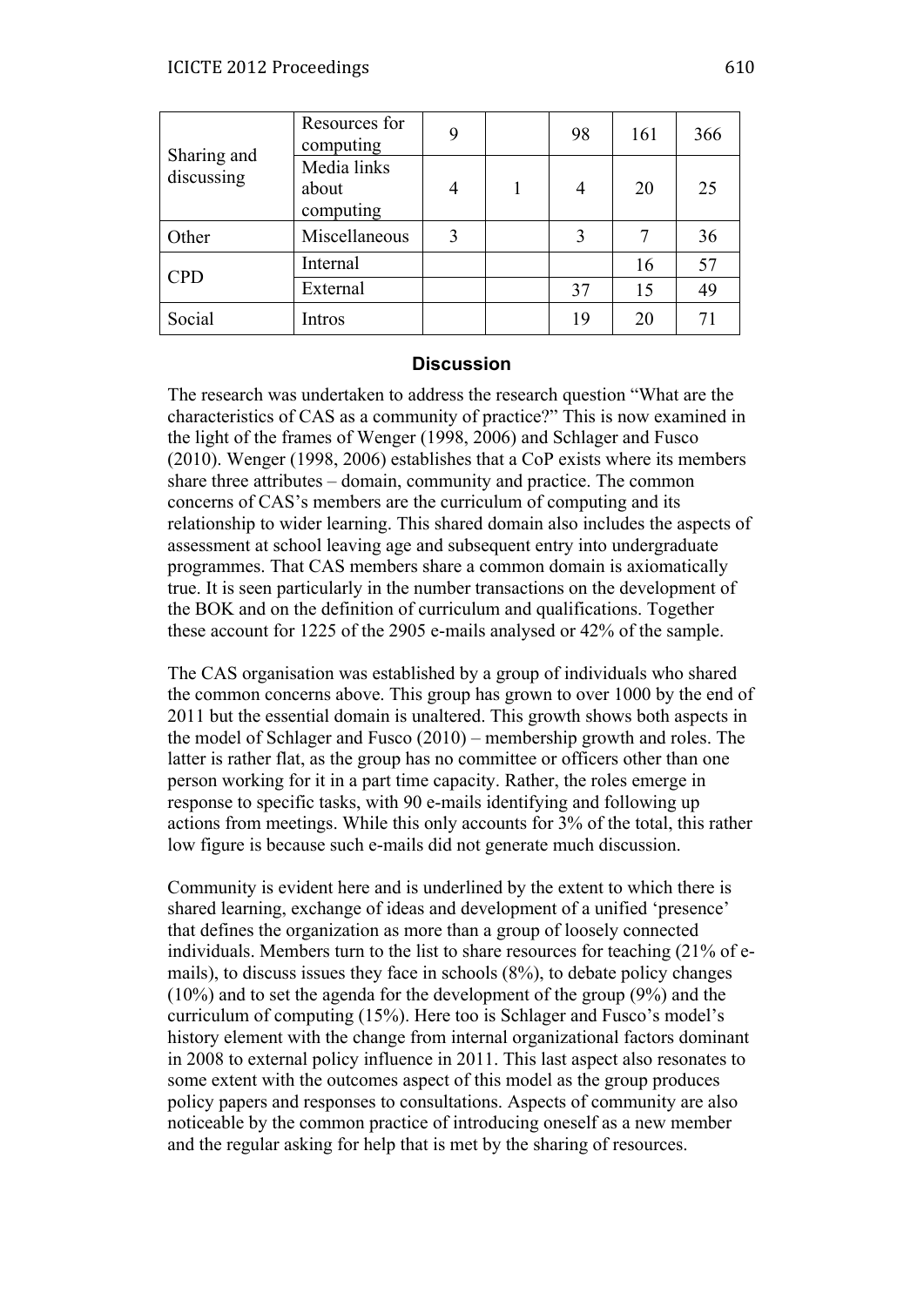| | | | | | | |
|---|---|---|---|---|---|---|
| Sharing and discussing | Resources for computing | 9 | | 98 | 161 | 366 |
| | Media links about computing | 4 | 1 | 4 | 20 | 25 |
| Other | Miscellaneous | 3 | | 3 | 7 | 36 |
| CPD | Internal | | | | 16 | 57 |
| | External | | | 37 | 15 | 49 |
| Social | Intros | | | 19 | 20 | 71 |

## Discussion

The research was undertaken to address the research question "What are the characteristics of CAS as a community of practice?" This is now examined in the light of the frames of Wenger (1998, 2006) and Schlager and Fusco (2010). Wenger (1998, 2006) establishes that a CoP exists where its members share three attributes – domain, community and practice. The common concerns of CAS's members are the curriculum of computing and its relationship to wider learning. This shared domain also includes the aspects of assessment at school leaving age and subsequent entry into undergraduate programmes. That CAS members share a common domain is axiomatically true. It is seen particularly in the number transactions on the development of the BOK and on the definition of curriculum and qualifications. Together these account for 1225 of the 2905 e-mails analysed or 42% of the sample.

The CAS organisation was established by a group of individuals who shared the common concerns above. This group has grown to over 1000 by the end of 2011 but the essential domain is unaltered. This growth shows both aspects in the model of Schlager and Fusco (2010) – membership growth and roles. The latter is rather flat, as the group has no committee or officers other than one person working for it in a part time capacity. Rather, the roles emerge in response to specific tasks, with 90 e-mails identifying and following up actions from meetings. While this only accounts for 3% of the total, this rather low figure is because such e-mails did not generate much discussion.

Community is evident here and is underlined by the extent to which there is shared learning, exchange of ideas and development of a unified 'presence' that defines the organization as more than a group of loosely connected individuals. Members turn to the list to share resources for teaching (21% of e-mails), to discuss issues they face in schools (8%), to debate policy changes (10%) and to set the agenda for the development of the group (9%) and the curriculum of computing (15%). Here too is Schlager and Fusco's model's history element with the change from internal organizational factors dominant in 2008 to external policy influence in 2011. This last aspect also resonates to some extent with the outcomes aspect of this model as the group produces policy papers and responses to consultations. Aspects of community are also noticeable by the common practice of introducing oneself as a new member and the regular asking for help that is met by the sharing of resources.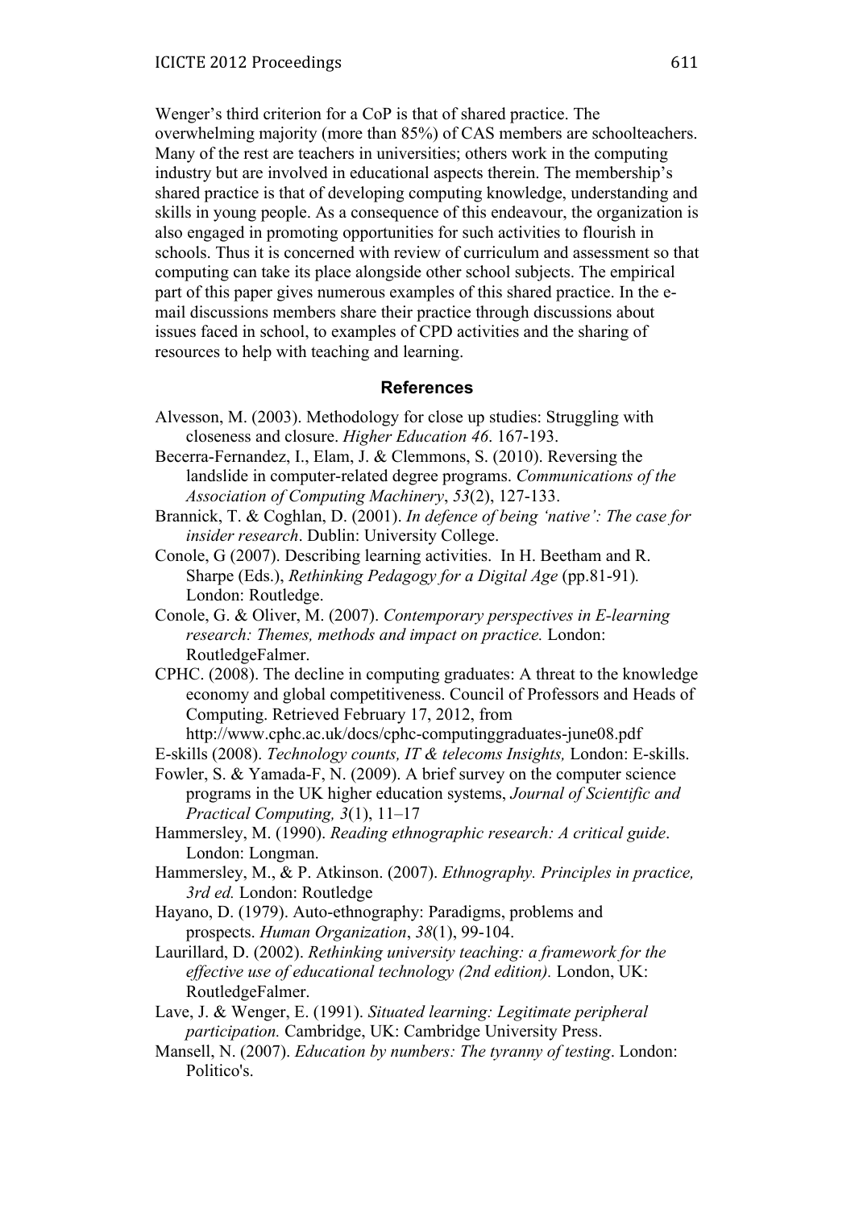Wenger's third criterion for a CoP is that of shared practice. The overwhelming majority (more than 85%) of CAS members are schoolteachers. Many of the rest are teachers in universities; others work in the computing industry but are involved in educational aspects therein. The membership's shared practice is that of developing computing knowledge, understanding and skills in young people. As a consequence of this endeavour, the organization is also engaged in promoting opportunities for such activities to flourish in schools. Thus it is concerned with review of curriculum and assessment so that computing can take its place alongside other school subjects. The empirical part of this paper gives numerous examples of this shared practice. In the e-mail discussions members share their practice through discussions about issues faced in school, to examples of CPD activities and the sharing of resources to help with teaching and learning.

## References

Alvesson, M. (2003). Methodology for close up studies: Struggling with closeness and closure. *Higher Education 46*. 167-193.

Becerra-Fernandez, I., Elam, J. & Clemmons, S. (2010). Reversing the landslide in computer-related degree programs. *Communications of the Association of Computing Machinery*, *53*(2), 127-133.

Brannick, T. & Coghlan, D. (2001). *In defence of being 'native': The case for insider research*. Dublin: University College.

Conole, G (2007). Describing learning activities. In H. Beetham and R. Sharpe (Eds.), *Rethinking Pedagogy for a Digital Age* (pp.81-91)*.* London: Routledge.

Conole, G. & Oliver, M. (2007). *Contemporary perspectives in E-learning research: Themes, methods and impact on practice.* London: RoutledgeFalmer.

CPHC. (2008). The decline in computing graduates: A threat to the knowledge economy and global competitiveness. Council of Professors and Heads of Computing. Retrieved February 17, 2012, from http://www.cphc.ac.uk/docs/cphc-computinggraduates-june08.pdf

E-skills (2008). *Technology counts, IT & telecoms Insights,* London: E-skills.

Fowler, S. & Yamada-F, N. (2009). A brief survey on the computer science programs in the UK higher education systems, *Journal of Scientific and Practical Computing, 3*(1), 11–17

Hammersley, M. (1990). *Reading ethnographic research: A critical guide*. London: Longman.

Hammersley, M., & P. Atkinson. (2007). *Ethnography. Principles in practice, 3rd ed.* London: Routledge

Hayano, D. (1979). Auto-ethnography: Paradigms, problems and prospects. *Human Organization*, *38*(1), 99-104.

Laurillard, D. (2002). *Rethinking university teaching: a framework for the effective use of educational technology (2nd edition).* London, UK: RoutledgeFalmer.

Lave, J. & Wenger, E. (1991). *Situated learning: Legitimate peripheral participation.* Cambridge, UK: Cambridge University Press.

Mansell, N. (2007). *Education by numbers: The tyranny of testing*. London: Politico's.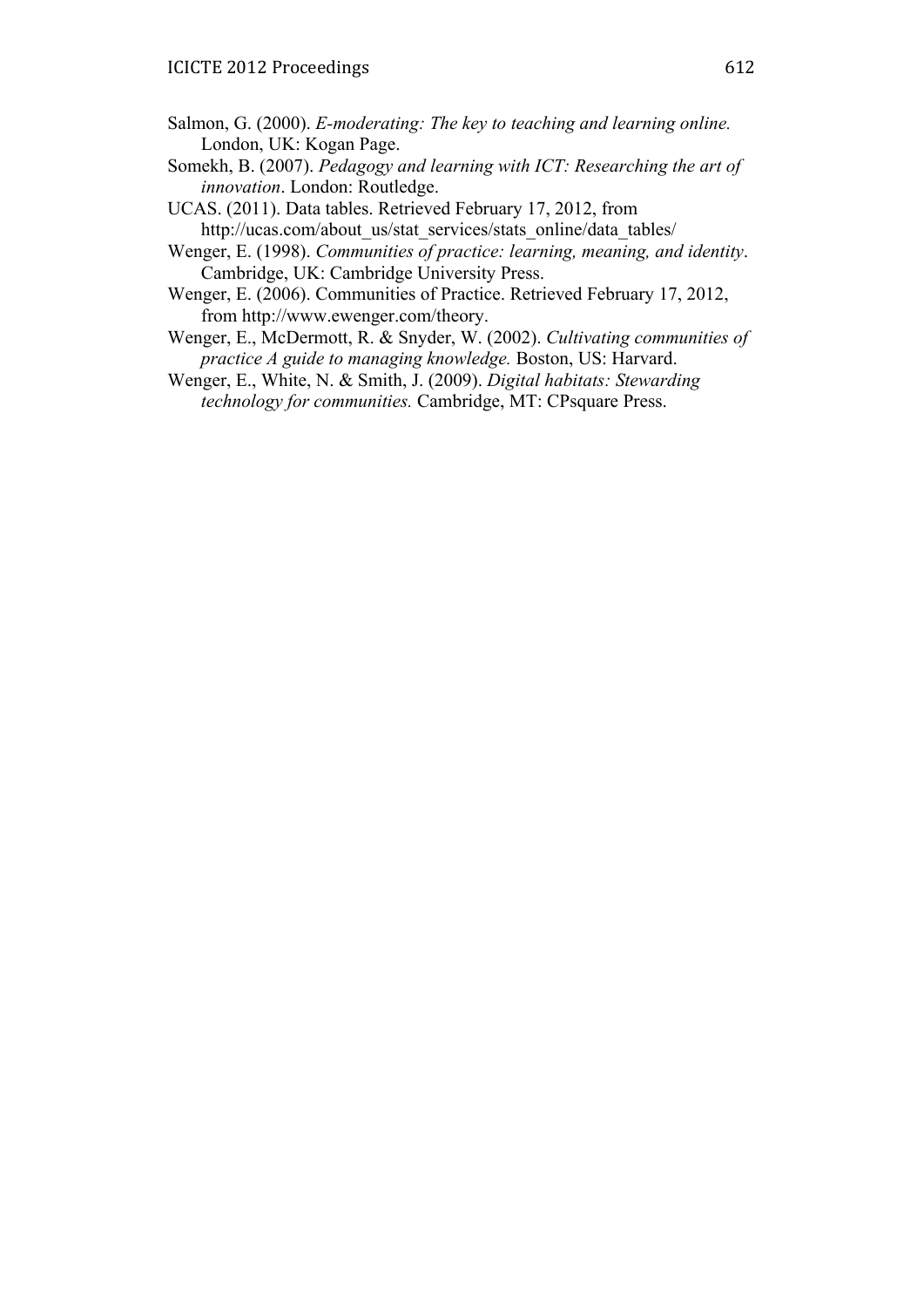Salmon, G. (2000). *E-moderating: The key to teaching and learning online.* London, UK: Kogan Page.

Somekh, B. (2007). *Pedagogy and learning with ICT: Researching the art of innovation*. London: Routledge.

UCAS. (2011). Data tables. Retrieved February 17, 2012, from http://ucas.com/about_us/stat_services/stats_online/data_tables/

Wenger, E. (1998). *Communities of practice: learning, meaning, and identity*. Cambridge, UK: Cambridge University Press.

Wenger, E. (2006). Communities of Practice. Retrieved February 17, 2012, from http://www.ewenger.com/theory.

Wenger, E., McDermott, R. & Snyder, W. (2002). *Cultivating communities of practice A guide to managing knowledge.* Boston, US: Harvard.

Wenger, E., White, N. & Smith, J. (2009). *Digital habitats: Stewarding technology for communities.* Cambridge, MT: CPsquare Press.